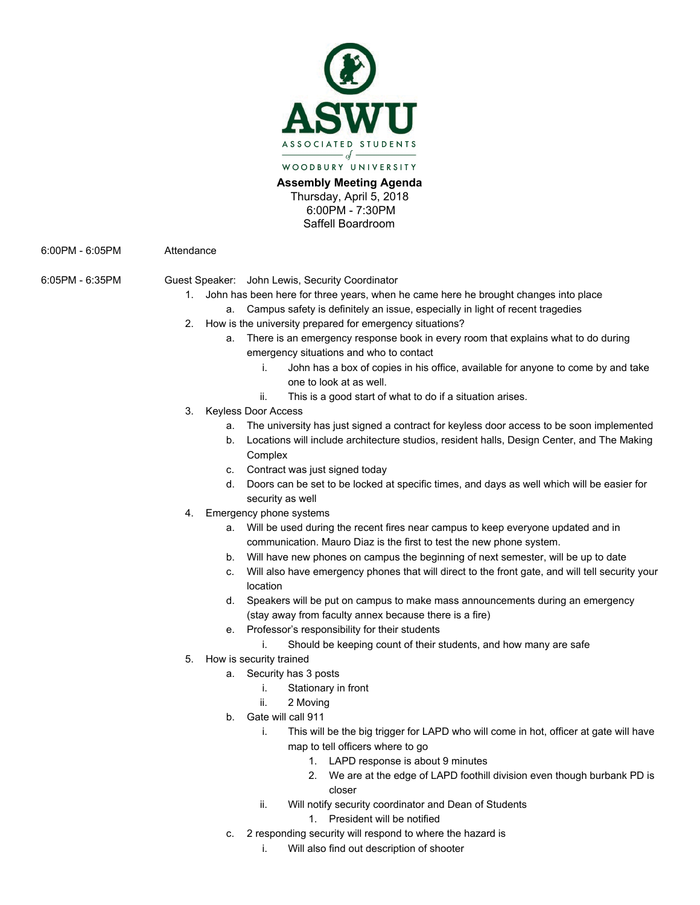ASWU

ASSOCIATED STUDENTS of WOODBURY UNIVERSITY

**Assembly Meeting Agenda**
Thursday, April 5, 2018
6:00PM - 7:30PM
Saffell Boardroom

6:00PM - 6:05PM Attendance

6:05PM - 6:35PM Guest Speaker: John Lewis, Security Coordinator

1. John has been here for three years, when he came here he brought changes into place
   a. Campus safety is definitely an issue, especially in light of recent tragedies
2. How is the university prepared for emergency situations?
   a. There is an emergency response book in every room that explains what to do during emergency situations and who to contact
      i. John has a box of copies in his office, available for anyone to come by and take one to look at as well.
      ii. This is a good start of what to do if a situation arises.
3. Keyless Door Access
   a. The university has just signed a contract for keyless door access to be soon implemented
   b. Locations will include architecture studios, resident halls, Design Center, and The Making Complex
   c. Contract was just signed today
   d. Doors can be set to be locked at specific times, and days as well which will be easier for security as well
4. Emergency phone systems
   a. Will be used during the recent fires near campus to keep everyone updated and in communication. Mauro Diaz is the first to test the new phone system.
   b. Will have new phones on campus the beginning of next semester, will be up to date
   c. Will also have emergency phones that will direct to the front gate, and will tell security your location
   d. Speakers will be put on campus to make mass announcements during an emergency (stay away from faculty annex because there is a fire)
   e. Professor's responsibility for their students
      i. Should be keeping count of their students, and how many are safe
5. How is security trained
   a. Security has 3 posts
      i. Stationary in front
      ii. 2 Moving
   b. Gate will call 911
      i. This will be the big trigger for LAPD who will come in hot, officer at gate will have map to tell officers where to go
         1. LAPD response is about 9 minutes
         2. We are at the edge of LAPD foothill division even though burbank PD is closer
      ii. Will notify security coordinator and Dean of Students
         1. President will be notified
   c. 2 responding security will respond to where the hazard is
      i. Will also find out description of shooter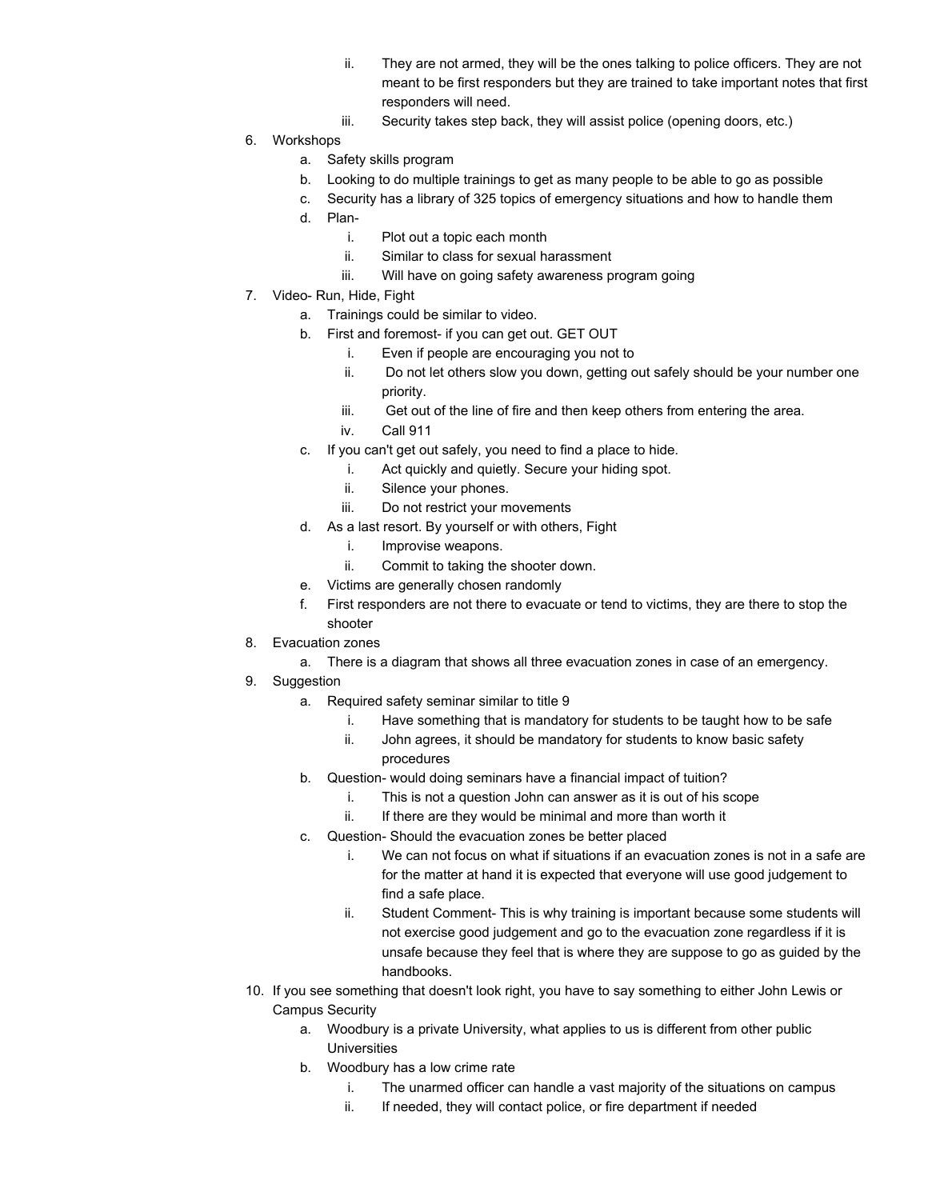ii. They are not armed, they will be the ones talking to police officers. They are not meant to be first responders but they are trained to take important notes that first responders will need.
   iii. Security takes step back, they will assist police (opening doors, etc.)

6. Workshops
   a. Safety skills program
   b. Looking to do multiple trainings to get as many people to be able to go as possible
   c. Security has a library of 325 topics of emergency situations and how to handle them
   d. Plan-
      i. Plot out a topic each month
      ii. Similar to class for sexual harassment
      iii. Will have on going safety awareness program going
7. Video- Run, Hide, Fight
   a. Trainings could be similar to video.
   b. First and foremost- if you can get out. GET OUT
      i. Even if people are encouraging you not to
      ii. Do not let others slow you down, getting out safely should be your number one priority.
      iii. Get out of the line of fire and then keep others from entering the area.
      iv. Call 911
   c. If you can't get out safely, you need to find a place to hide.
      i. Act quickly and quietly. Secure your hiding spot.
      ii. Silence your phones.
      iii. Do not restrict your movements
   d. As a last resort. By yourself or with others, Fight
      i. Improvise weapons.
      ii. Commit to taking the shooter down.
   e. Victims are generally chosen randomly
   f. First responders are not there to evacuate or tend to victims, they are there to stop the shooter
8. Evacuation zones
   a. There is a diagram that shows all three evacuation zones in case of an emergency.
9. Suggestion
   a. Required safety seminar similar to title 9
      i. Have something that is mandatory for students to be taught how to be safe
      ii. John agrees, it should be mandatory for students to know basic safety procedures
   b. Question- would doing seminars have a financial impact of tuition?
      i. This is not a question John can answer as it is out of his scope
      ii. If there are they would be minimal and more than worth it
   c. Question- Should the evacuation zones be better placed
      i. We can not focus on what if situations if an evacuation zones is not in a safe are for the matter at hand it is expected that everyone will use good judgement to find a safe place.
      ii. Student Comment- This is why training is important because some students will not exercise good judgement and go to the evacuation zone regardless if it is unsafe because they feel that is where they are suppose to go as guided by the handbooks.
10. If you see something that doesn't look right, you have to say something to either John Lewis or Campus Security
    a. Woodbury is a private University, what applies to us is different from other public Universities
    b. Woodbury has a low crime rate
       i. The unarmed officer can handle a vast majority of the situations on campus
       ii. If needed, they will contact police, or fire department if needed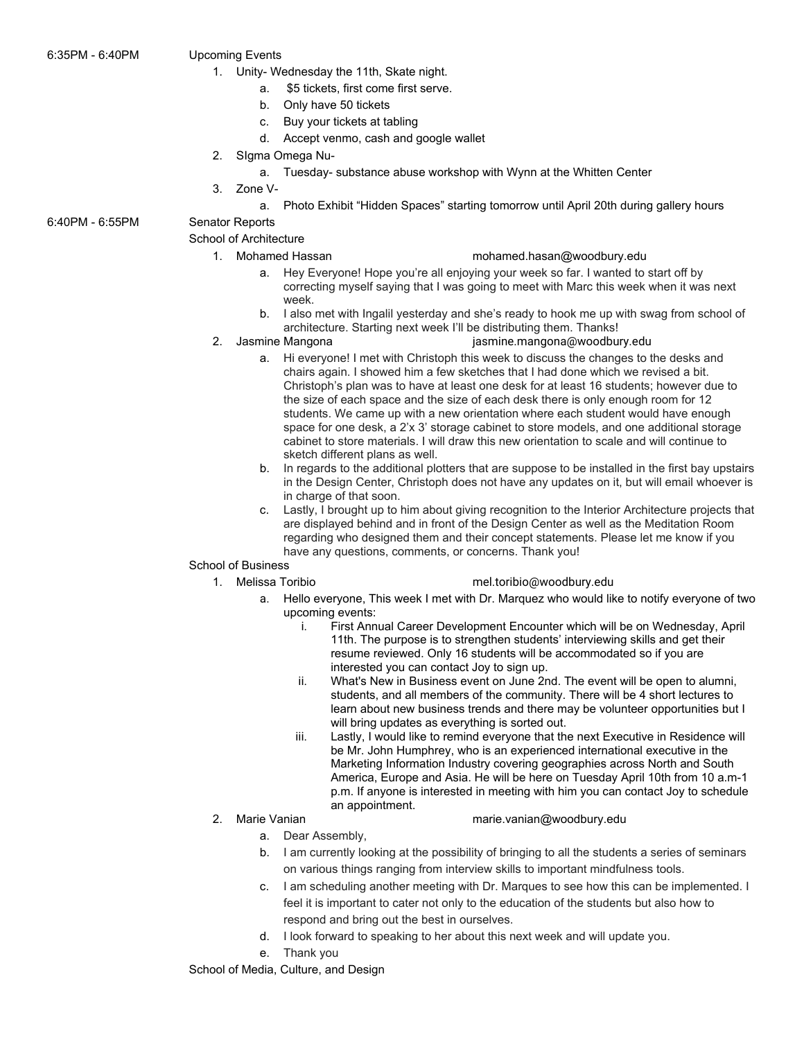6:35PM - 6:40PM Upcoming Events

1. Unity- Wednesday the 11th, Skate night.
   a. $5 tickets, first come first serve.
   b. Only have 50 tickets
   c. Buy your tickets at tabling
   d. Accept venmo, cash and google wallet
2. SIgma Omega Nu-
   a. Tuesday- substance abuse workshop with Wynn at the Whitten Center
3. Zone V-
   a. Photo Exhibit "Hidden Spaces" starting tomorrow until April 20th during gallery hours

6:40PM - 6:55PM Senator Reports

School of Architecture

1. Mohamed Hassan mohamed.hasan@woodbury.edu
   a. Hey Everyone! Hope you're all enjoying your week so far. I wanted to start off by correcting myself saying that I was going to meet with Marc this week when it was next week.
   b. I also met with Ingalil yesterday and she's ready to hook me up with swag from school of architecture. Starting next week I'll be distributing them. Thanks!
2. Jasmine Mangona jasmine.mangona@woodbury.edu
   a. Hi everyone! I met with Christoph this week to discuss the changes to the desks and chairs again. I showed him a few sketches that I had done which we revised a bit. Christoph's plan was to have at least one desk for at least 16 students; however due to the size of each space and the size of each desk there is only enough room for 12 students. We came up with a new orientation where each student would have enough space for one desk, a 2'x 3' storage cabinet to store models, and one additional storage cabinet to store materials. I will draw this new orientation to scale and will continue to sketch different plans as well.
   b. In regards to the additional plotters that are suppose to be installed in the first bay upstairs in the Design Center, Christoph does not have any updates on it, but will email whoever is in charge of that soon.
   c. Lastly, I brought up to him about giving recognition to the Interior Architecture projects that are displayed behind and in front of the Design Center as well as the Meditation Room regarding who designed them and their concept statements. Please let me know if you have any questions, comments, or concerns. Thank you!

School of Business

1. Melissa Toribio mel.toribio@woodbury.edu
   a. Hello everyone, This week I met with Dr. Marquez who would like to notify everyone of two upcoming events:
      i. First Annual Career Development Encounter which will be on Wednesday, April 11th. The purpose is to strengthen students' interviewing skills and get their resume reviewed. Only 16 students will be accommodated so if you are interested you can contact Joy to sign up.
      ii. What's New in Business event on June 2nd. The event will be open to alumni, students, and all members of the community. There will be 4 short lectures to learn about new business trends and there may be volunteer opportunities but I will bring updates as everything is sorted out.
      iii. Lastly, I would like to remind everyone that the next Executive in Residence will be Mr. John Humphrey, who is an experienced international executive in the Marketing Information Industry covering geographies across North and South America, Europe and Asia. He will be here on Tuesday April 10th from 10 a.m-1 p.m. If anyone is interested in meeting with him you can contact Joy to schedule an appointment.
2. Marie Vanian marie.vanian@woodbury.edu
   a. Dear Assembly,
   b. I am currently looking at the possibility of bringing to all the students a series of seminars on various things ranging from interview skills to important mindfulness tools.
   c. I am scheduling another meeting with Dr. Marques to see how this can be implemented. I feel it is important to cater not only to the education of the students but also how to respond and bring out the best in ourselves.
   d. I look forward to speaking to her about this next week and will update you.
   e. Thank you

School of Media, Culture, and Design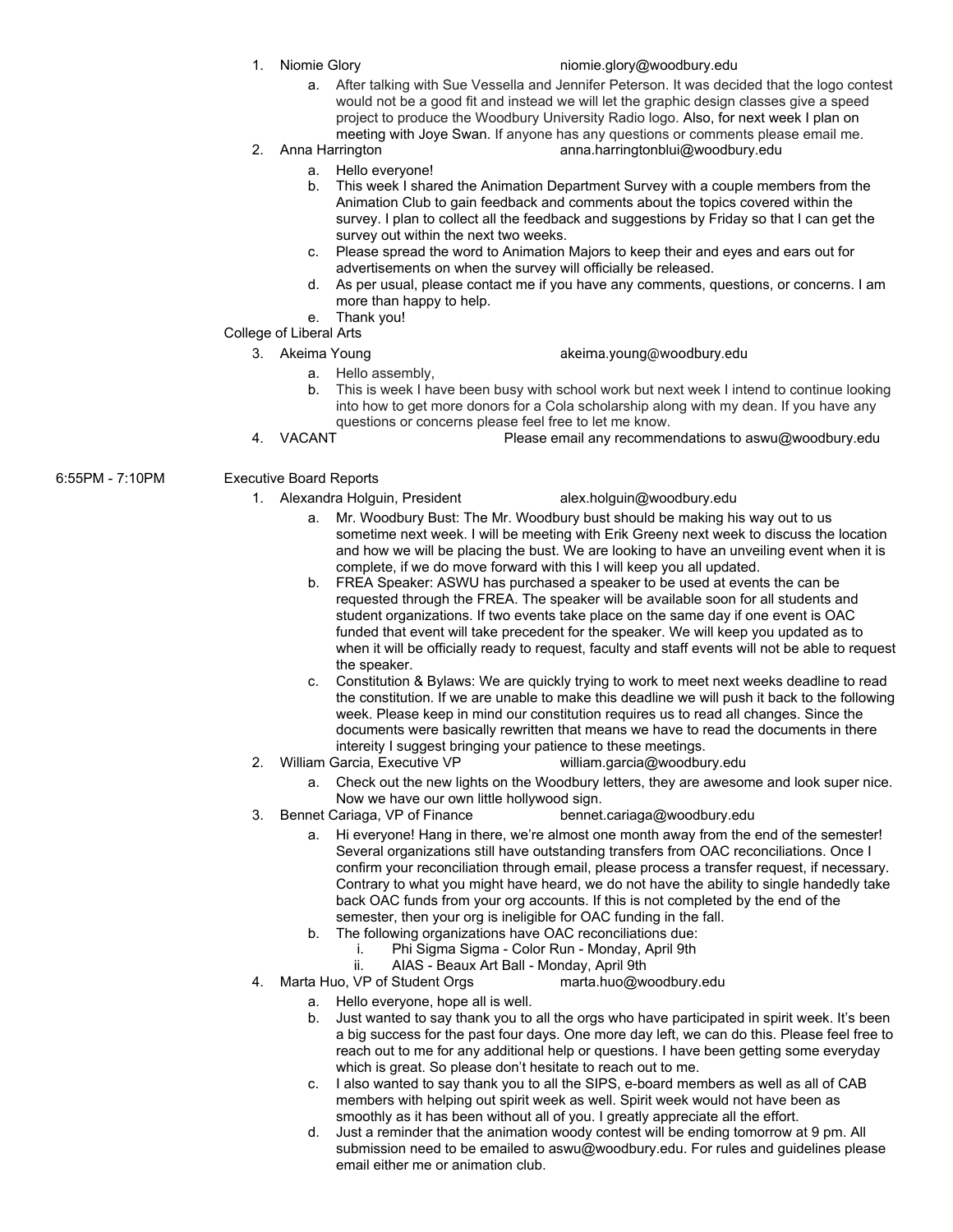1. Niomie Glory niomie.glory@woodbury.edu
   a. After talking with Sue Vessella and Jennifer Peterson. It was decided that the logo contest would not be a good fit and instead we will let the graphic design classes give a speed project to produce the Woodbury University Radio logo. Also, for next week I plan on meeting with Joye Swan. If anyone has any questions or comments please email me.
2. Anna Harrington anna.harringtonblui@woodbury.edu
   a. Hello everyone!
   b. This week I shared the Animation Department Survey with a couple members from the Animation Club to gain feedback and comments about the topics covered within the survey. I plan to collect all the feedback and suggestions by Friday so that I can get the survey out within the next two weeks.
   c. Please spread the word to Animation Majors to keep their and eyes and ears out for advertisements on when the survey will officially be released.
   d. As per usual, please contact me if you have any comments, questions, or concerns. I am more than happy to help.
   e. Thank you!

College of Liberal Arts

3. Akeima Young akeima.young@woodbury.edu
   a. Hello assembly,
   b. This is week I have been busy with school work but next week I intend to continue looking into how to get more donors for a Cola scholarship along with my dean. If you have any questions or concerns please feel free to let me know.
4. VACANT Please email any recommendations to aswu@woodbury.edu

6:55PM - 7:10PM Executive Board Reports

1. Alexandra Holguin, President alex.holguin@woodbury.edu
   a. Mr. Woodbury Bust: The Mr. Woodbury bust should be making his way out to us sometime next week. I will be meeting with Erik Greeny next week to discuss the location and how we will be placing the bust. We are looking to have an unveiling event when it is complete, if we do move forward with this I will keep you all updated.
   b. FREA Speaker: ASWU has purchased a speaker to be used at events the can be requested through the FREA. The speaker will be available soon for all students and student organizations. If two events take place on the same day if one event is OAC funded that event will take precedent for the speaker. We will keep you updated as to when it will be officially ready to request, faculty and staff events will not be able to request the speaker.
   c. Constitution & Bylaws: We are quickly trying to work to meet next weeks deadline to read the constitution. If we are unable to make this deadline we will push it back to the following week. Please keep in mind our constitution requires us to read all changes. Since the documents were basically rewritten that means we have to read the documents in there intereity I suggest bringing your patience to these meetings.
2. William Garcia, Executive VP william.garcia@woodbury.edu
   a. Check out the new lights on the Woodbury letters, they are awesome and look super nice. Now we have our own little hollywood sign.
3. Bennet Cariaga, VP of Finance bennet.cariaga@woodbury.edu
   a. Hi everyone! Hang in there, we're almost one month away from the end of the semester! Several organizations still have outstanding transfers from OAC reconciliations. Once I confirm your reconciliation through email, please process a transfer request, if necessary. Contrary to what you might have heard, we do not have the ability to single handedly take back OAC funds from your org accounts. If this is not completed by the end of the semester, then your org is ineligible for OAC funding in the fall.
   b. The following organizations have OAC reconciliations due:
      i. Phi Sigma Sigma - Color Run - Monday, April 9th
      ii. AIAS - Beaux Art Ball - Monday, April 9th
4. Marta Huo, VP of Student Orgs marta.huo@woodbury.edu
   a. Hello everyone, hope all is well.
   b. Just wanted to say thank you to all the orgs who have participated in spirit week. It's been a big success for the past four days. One more day left, we can do this. Please feel free to reach out to me for any additional help or questions. I have been getting some everyday which is great. So please don't hesitate to reach out to me.
   c. I also wanted to say thank you to all the SIPS, e-board members as well as all of CAB members with helping out spirit week as well. Spirit week would not have been as smoothly as it has been without all of you. I greatly appreciate all the effort.
   d. Just a reminder that the animation woody contest will be ending tomorrow at 9 pm. All submission need to be emailed to aswu@woodbury.edu. For rules and guidelines please email either me or animation club.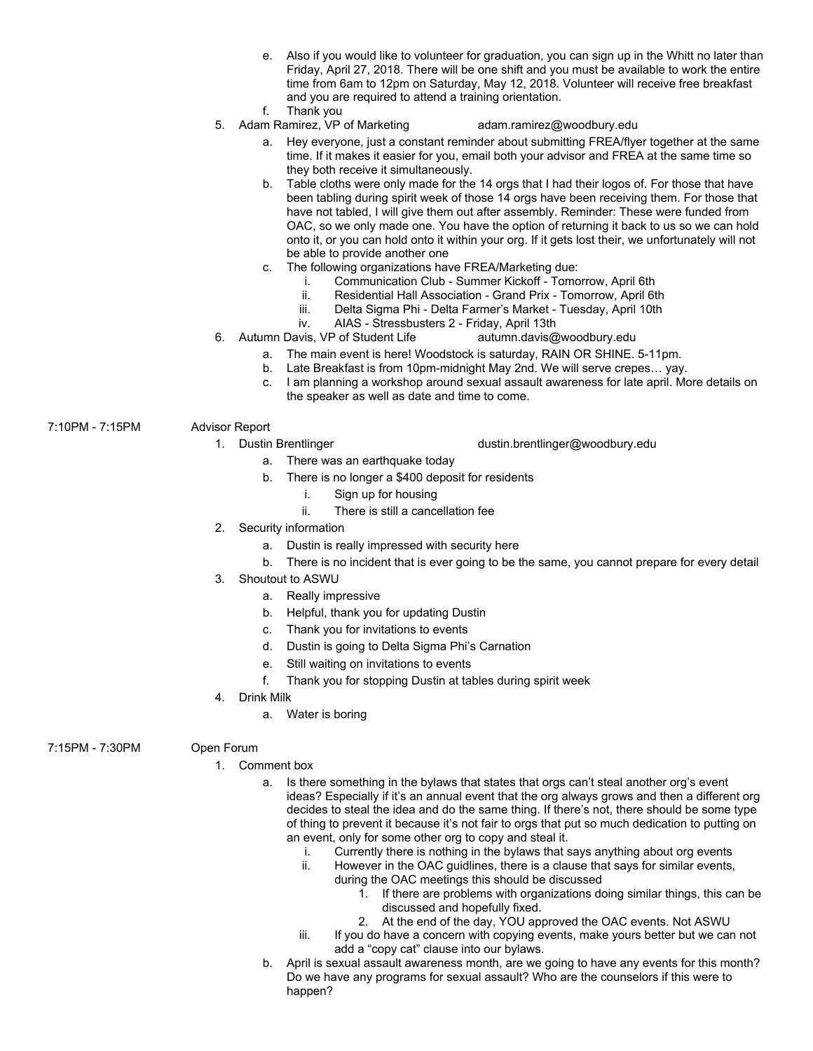e. Also if you would like to volunteer for graduation, you can sign up in the Whitt no later than Friday, April 27, 2018. There will be one shift and you must be available to work the entire time from 6am to 12pm on Saturday, May 12, 2018. Volunteer will receive free breakfast and you are required to attend a training orientation.
f. Thank you

5. Adam Ramirez, VP of Marketing adam.ramirez@woodbury.edu
   a. Hey everyone, just a constant reminder about submitting FREA/flyer together at the same time. If it makes it easier for you, email both your advisor and FREA at the same time so they both receive it simultaneously.
   b. Table cloths were only made for the 14 orgs that I had their logos of. For those that have been tabling during spirit week of those 14 orgs have been receiving them. For those that have not tabled, I will give them out after assembly. Reminder: These were funded from OAC, so we only made one. You have the option of returning it back to us so we can hold onto it, or you can hold onto it within your org. If it gets lost their, we unfortunately will not be able to provide another one
   c. The following organizations have FREA/Marketing due:
      i. Communication Club - Summer Kickoff - Tomorrow, April 6th
      ii. Residential Hall Association - Grand Prix - Tomorrow, April 6th
      iii. Delta Sigma Phi - Delta Farmer's Market - Tuesday, April 10th
      iv. AIAS - Stressbusters 2 - Friday, April 13th
6. Autumn Davis, VP of Student Life autumn.davis@woodbury.edu
   a. The main event is here! Woodstock is saturday, RAIN OR SHINE. 5-11pm.
   b. Late Breakfast is from 10pm-midnight May 2nd. We will serve crepes… yay.
   c. I am planning a workshop around sexual assault awareness for late april. More details on the speaker as well as date and time to come.

7:10PM - 7:15PM Advisor Report

1. Dustin Brentlinger dustin.brentlinger@woodbury.edu
   a. There was an earthquake today
   b. There is no longer a $400 deposit for residents
      i. Sign up for housing
      ii. There is still a cancellation fee
2. Security information
   a. Dustin is really impressed with security here
   b. There is no incident that is ever going to be the same, you cannot prepare for every detail
3. Shoutout to ASWU
   a. Really impressive
   b. Helpful, thank you for updating Dustin
   c. Thank you for invitations to events
   d. Dustin is going to Delta Sigma Phi's Carnation
   e. Still waiting on invitations to events
   f. Thank you for stopping Dustin at tables during spirit week
4. Drink Milk
   a. Water is boring

7:15PM - 7:30PM Open Forum

1. Comment box
   a. Is there something in the bylaws that states that orgs can't steal another org's event ideas? Especially if it's an annual event that the org always grows and then a different org decides to steal the idea and do the same thing. If there's not, there should be some type of thing to prevent it because it's not fair to orgs that put so much dedication to putting on an event, only for some other org to copy and steal it.
      i. Currently there is nothing in the bylaws that says anything about org events
      ii. However in the OAC guidlines, there is a clause that says for similar events, during the OAC meetings this should be discussed
         1. If there are problems with organizations doing similar things, this can be discussed and hopefully fixed.
         2. At the end of the day, YOU approved the OAC events. Not ASWU
      iii. If you do have a concern with copying events, make yours better but we can not add a "copy cat" clause into our bylaws.
   b. April is sexual assault awareness month, are we going to have any events for this month? Do we have any programs for sexual assault? Who are the counselors if this were to happen?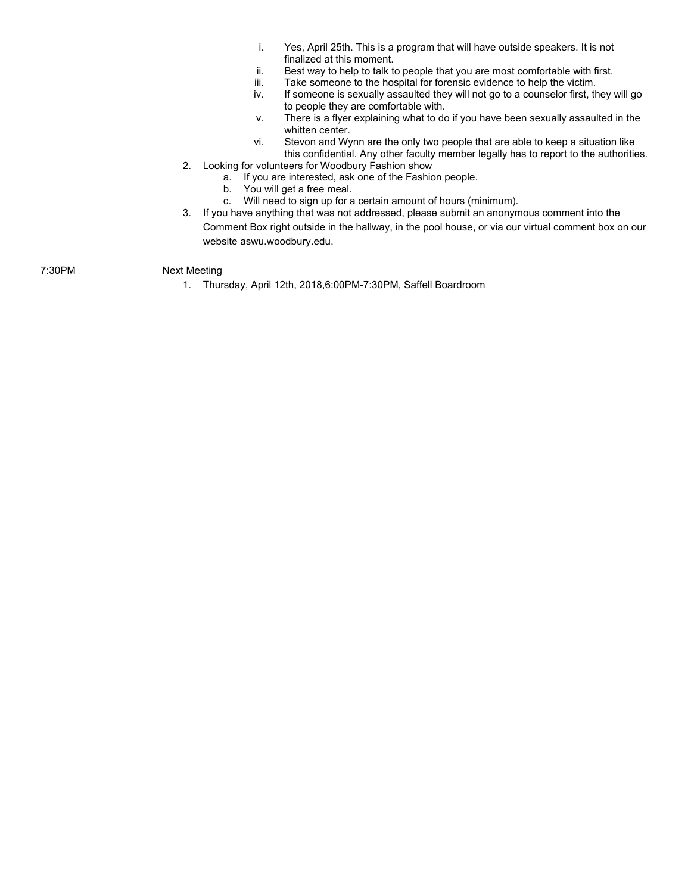i. Yes, April 25th. This is a program that will have outside speakers. It is not finalized at this moment.
  ii. Best way to help to talk to people that you are most comfortable with first.
  iii. Take someone to the hospital for forensic evidence to help the victim.
  iv. If someone is sexually assaulted they will not go to a counselor first, they will go to people they are comfortable with.
  v. There is a flyer explaining what to do if you have been sexually assaulted in the whitten center.
  vi. Stevon and Wynn are the only two people that are able to keep a situation like this confidential. Any other faculty member legally has to report to the authorities.

2. Looking for volunteers for Woodbury Fashion show
   a. If you are interested, ask one of the Fashion people.
   b. You will get a free meal.
   c. Will need to sign up for a certain amount of hours (minimum).
3. If you have anything that was not addressed, please submit an anonymous comment into the Comment Box right outside in the hallway, in the pool house, or via our virtual comment box on our website aswu.woodbury.edu.

7:30PM Next Meeting

1. Thursday, April 12th, 2018,6:00PM-7:30PM, Saffell Boardroom